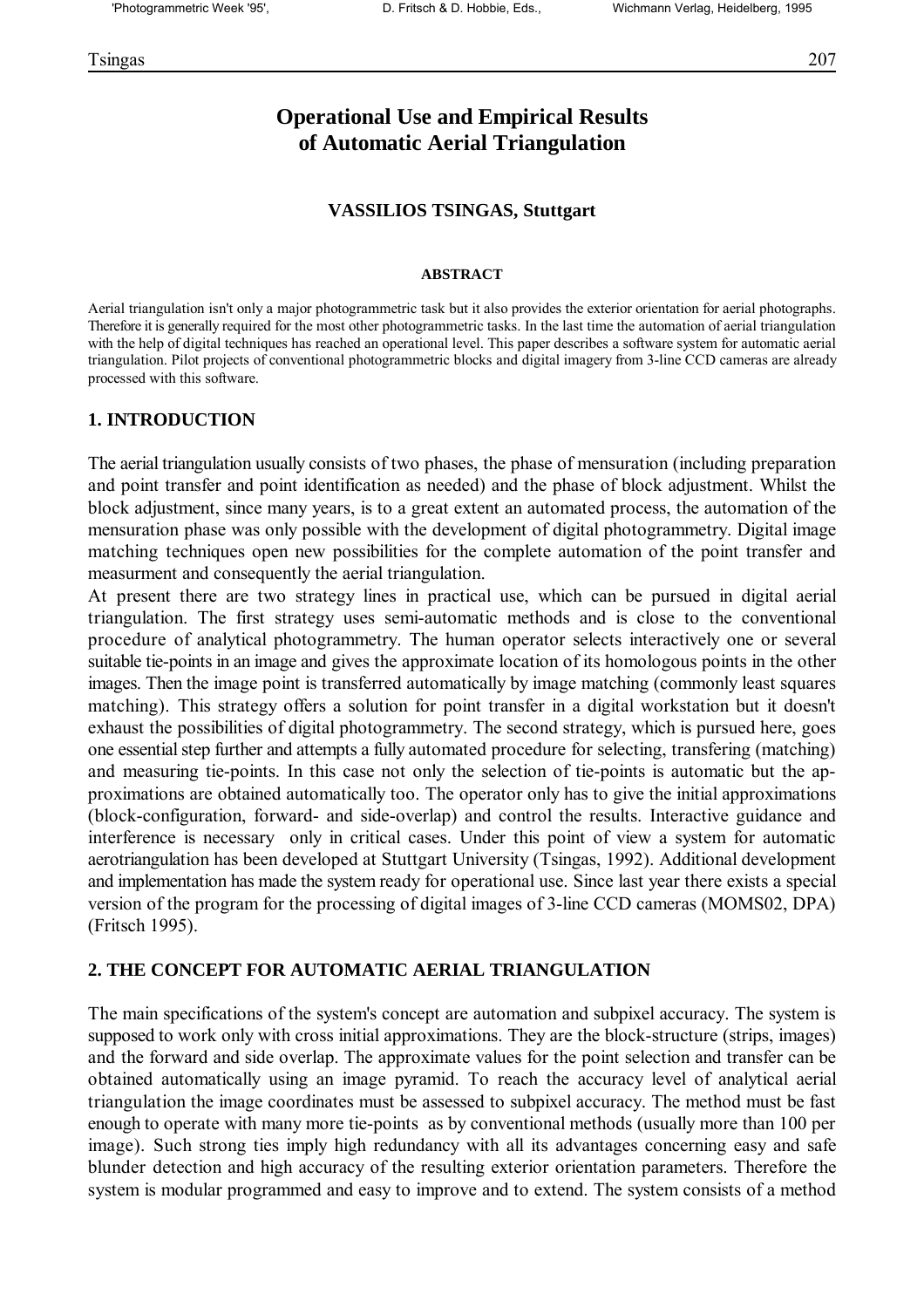# Operational Use and Empirical Results of Automatic Aerial Triangulation

**VASSILIOS TSINGAS, Stuttgart**

**ABSTRACT**

Aerial triangulation isn't only a major photogrammetric task but it also provides the exterior orientation for aerial photographs. Therefore it is generally required for the most other photogrammetric tasks. In the last time the automation of aerial triangulation with the help of digital techniques has reached an operational level. This paper describes a software system for automatic aerial triangulation. Pilot projects of conventional photogrammetric blocks and digital imagery from 3-line CCD cameras are already processed with this software.

## 1. INTRODUCTION

The aerial triangulation usually consists of two phases, the phase of mensuration (including preparation and point transfer and point identification as needed) and the phase of block adjustment. Whilst the block adjustment, since many years, is to a great extent an automated process, the automation of the mensuration phase was only possible with the development of digital photogrammetry. Digital image matching techniques open new possibilities for the complete automation of the point transfer and measurment and consequently the aerial triangulation.

At present there are two strategy lines in practical use, which can be pursued in digital aerial triangulation. The first strategy uses semi-automatic methods and is close to the conventional procedure of analytical photogrammetry. The human operator selects interactively one or several suitable tie-points in an image and gives the approximate location of its homologous points in the other images. Then the image point is transferred automatically by image matching (commonly least squares matching). This strategy offers a solution for point transfer in a digital workstation but it doesn't exhaust the possibilities of digital photogrammetry. The second strategy, which is pursued here, goes one essential step further and attempts a fully automated procedure for selecting, transfering (matching) and measuring tie-points. In this case not only the selection of tie-points is automatic but the approximations are obtained automatically too. The operator only has to give the initial approximations (block-configuration, forward- and side-overlap) and control the results. Interactive guidance and interference is necessary only in critical cases. Under this point of view a system for automatic aerotriangulation has been developed at Stuttgart University (Tsingas, 1992). Additional development and implementation has made the system ready for operational use. Since last year there exists a special version of the program for the processing of digital images of 3-line CCD cameras (MOMS02, DPA) (Fritsch 1995).

## 2. THE CONCEPT FOR AUTOMATIC AERIAL TRIANGULATION

The main specifications of the system's concept are automation and subpixel accuracy. The system is supposed to work only with cross initial approximations. They are the block-structure (strips, images) and the forward and side overlap. The approximate values for the point selection and transfer can be obtained automatically using an image pyramid. To reach the accuracy level of analytical aerial triangulation the image coordinates must be assessed to subpixel accuracy. The method must be fast enough to operate with many more tie-points as by conventional methods (usually more than 100 per image). Such strong ties imply high redundancy with all its advantages concerning easy and safe blunder detection and high accuracy of the resulting exterior orientation parameters. Therefore the system is modular programmed and easy to improve and to extend. The system consists of a method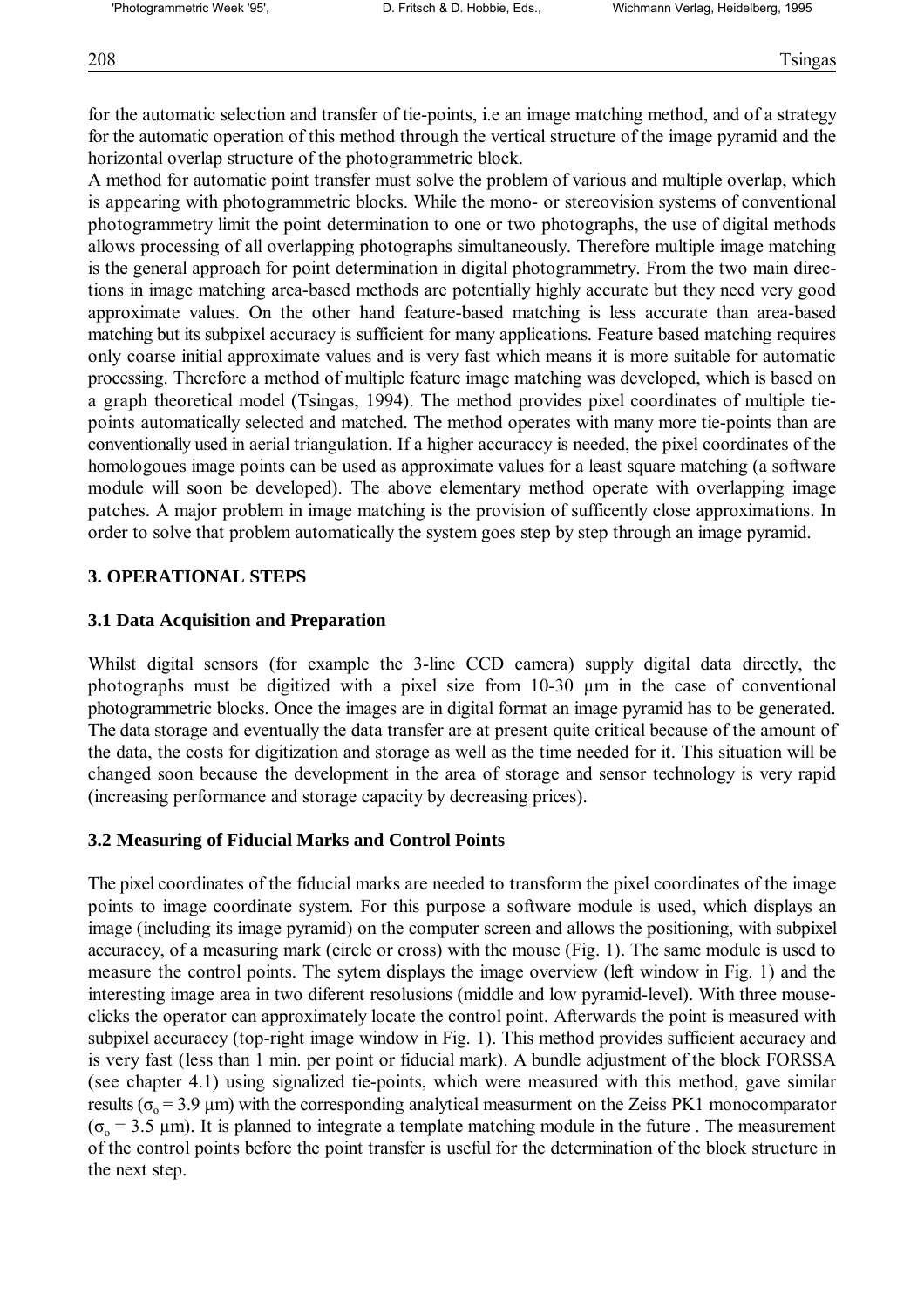for the automatic selection and transfer of tie-points, i.e an image matching method, and of a strategy for the automatic operation of this method through the vertical structure of the image pyramid and the horizontal overlap structure of the photogrammetric block.

A method for automatic point transfer must solve the problem of various and multiple overlap, which is appearing with photogrammetric blocks. While the mono- or stereovision systems of conventional photogrammetry limit the point determination to one or two photographs, the use of digital methods allows processing of all overlapping photographs simultaneously. Therefore multiple image matching is the general approach for point determination in digital photogrammetry. From the two main directions in image matching area-based methods are potentially highly accurate but they need very good approximate values. On the other hand feature-based matching is less accurate than area-based matching but its subpixel accuracy is sufficient for many applications. Feature based matching requires only coarse initial approximate values and is very fast which means it is more suitable for automatic processing. Therefore a method of multiple feature image matching was developed, which is based on a graph theoretical model (Tsingas, 1994). The method provides pixel coordinates of multiple tie-points automatically selected and matched. The method operates with many more tie-points than are conventionally used in aerial triangulation. If a higher accuraccy is needed, the pixel coordinates of the homologoues image points can be used as approximate values for a least square matching (a software module will soon be developed). The above elementary method operate with overlapping image patches. A major problem in image matching is the provision of sufficently close approximations. In order to solve that problem automatically the system goes step by step through an image pyramid.

## 3. OPERATIONAL STEPS

### 3.1 Data Acquisition and Preparation

Whilst digital sensors (for example the 3-line CCD camera) supply digital data directly, the photographs must be digitized with a pixel size from 10-30 µm in the case of conventional photogrammetric blocks. Once the images are in digital format an image pyramid has to be generated. The data storage and eventually the data transfer are at present quite critical because of the amount of the data, the costs for digitization and storage as well as the time needed for it. This situation will be changed soon because the development in the area of storage and sensor technology is very rapid (increasing performance and storage capacity by decreasing prices).

### 3.2 Measuring of Fiducial Marks and Control Points

The pixel coordinates of the fiducial marks are needed to transform the pixel coordinates of the image points to image coordinate system. For this purpose a software module is used, which displays an image (including its image pyramid) on the computer screen and allows the positioning, with subpixel accuraccy, of a measuring mark (circle or cross) with the mouse (Fig. 1). The same module is used to measure the control points. The sytem displays the image overview (left window in Fig. 1) and the interesting image area in two diferent resolusions (middle and low pyramid-level). With three mouse-clicks the operator can approximately locate the control point. Afterwards the point is measured with subpixel accuraccy (top-right image window in Fig. 1). This method provides sufficient accuracy and is very fast (less than 1 min. per point or fiducial mark). A bundle adjustment of the block FORSSA (see chapter 4.1) using signalized tie-points, which were measured with this method, gave similar results ($\sigma_o$ = 3.9 µm) with the corresponding analytical measurment on the Zeiss PK1 monocomparator ($\sigma_o$ = 3.5 µm). It is planned to integrate a template matching module in the future . The measurement of the control points before the point transfer is useful for the determination of the block structure in the next step.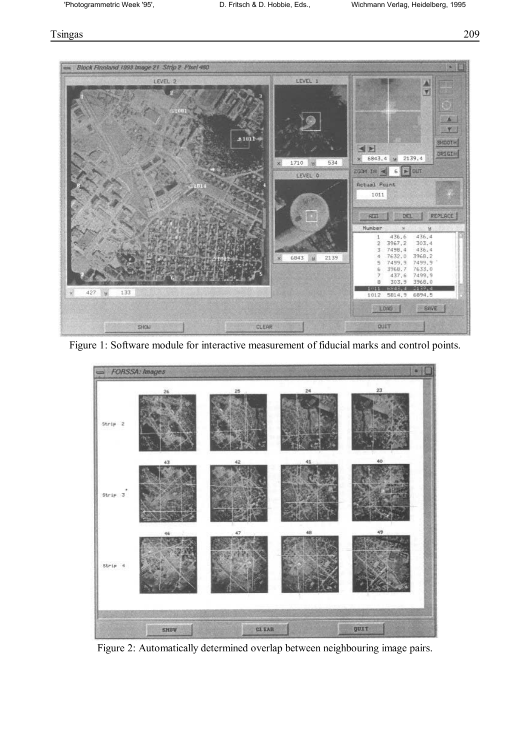Figure 1: Software module for interactive measurement of fiducial marks and control points.

Figure 2: Automatically determined overlap between neighbouring image pairs.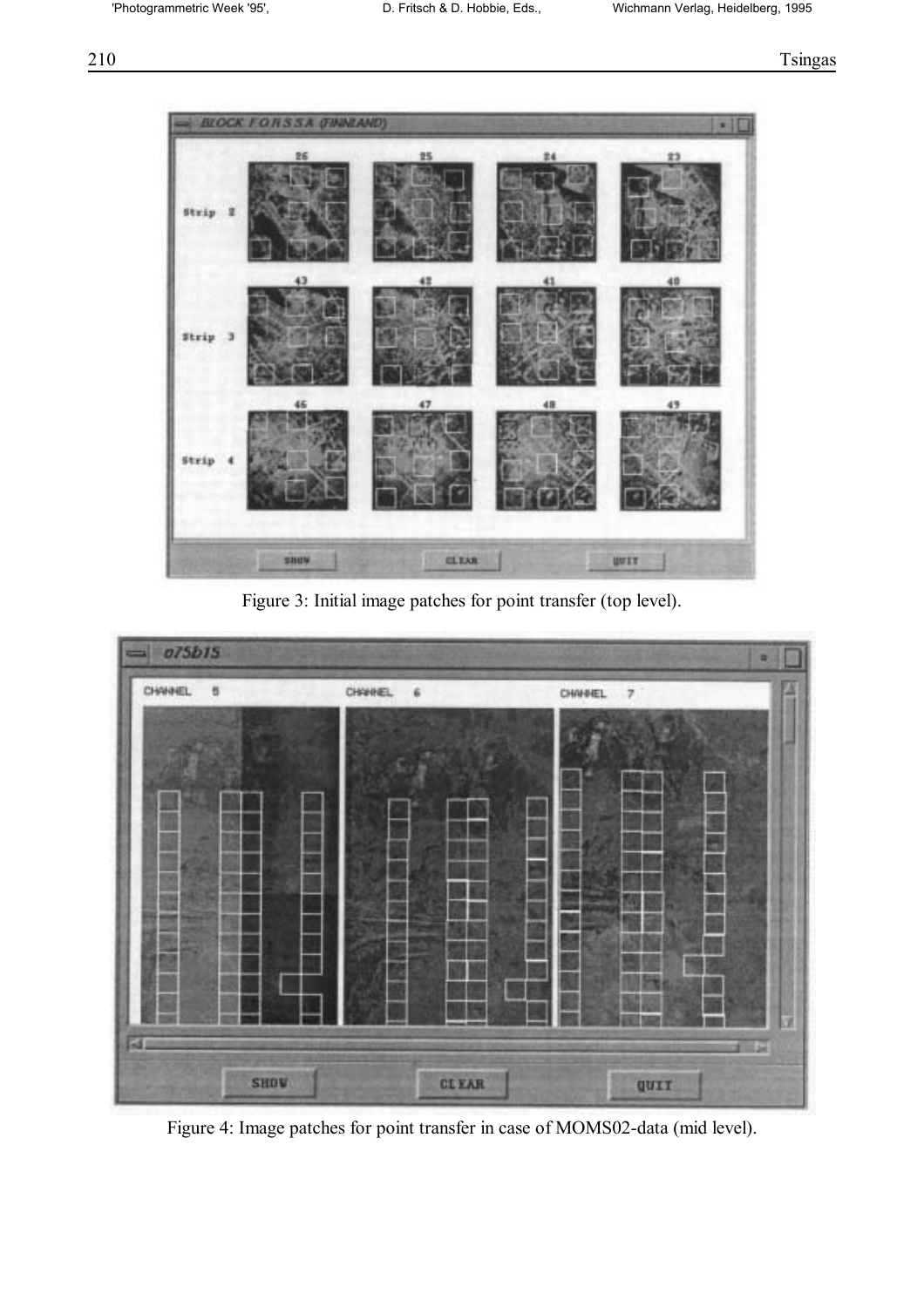Figure 3: Initial image patches for point transfer (top level).

Figure 4: Image patches for point transfer in case of MOMS02-data (mid level).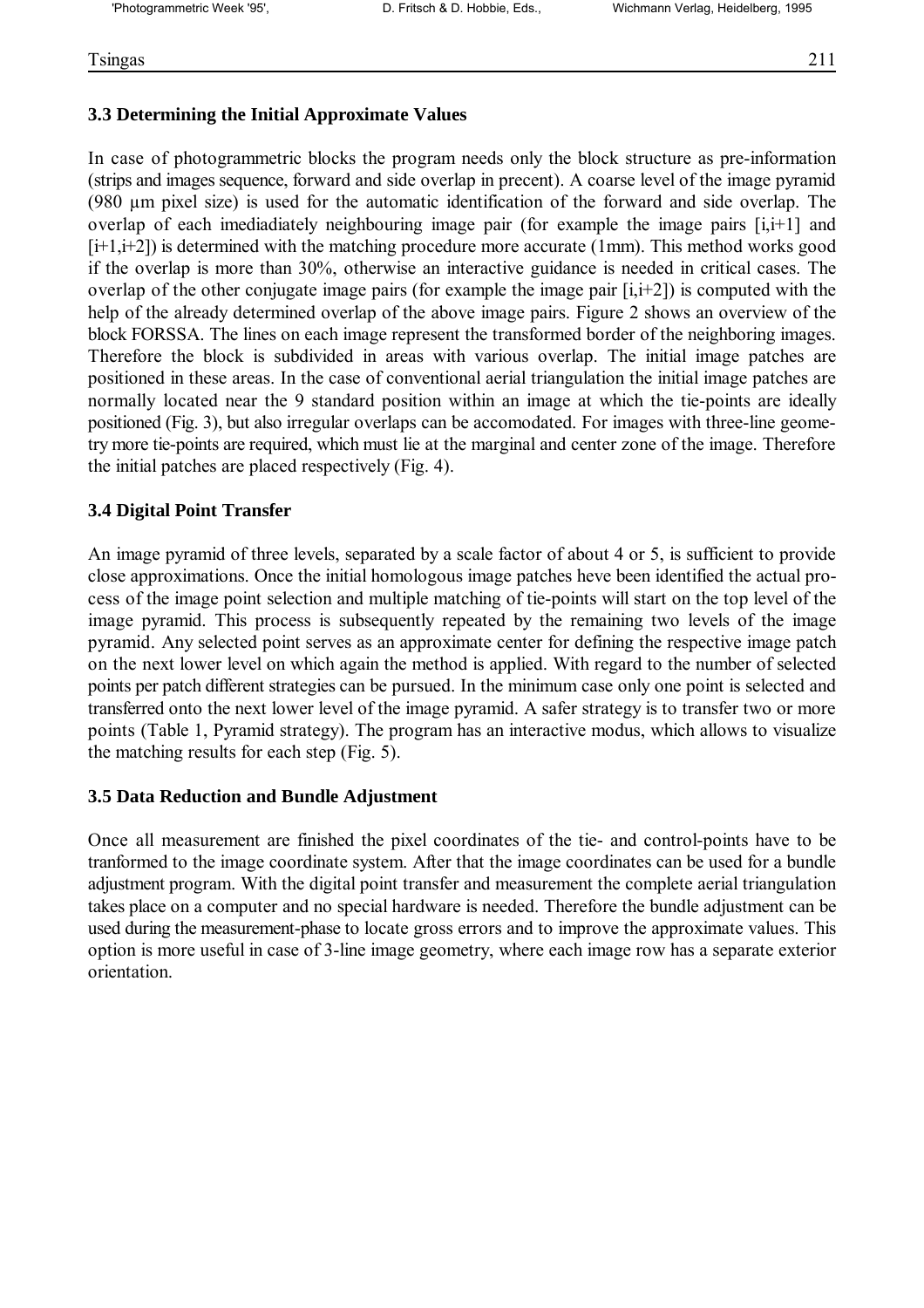### 3.3 Determining the Initial Approximate Values

In case of photogrammetric blocks the program needs only the block structure as pre-information (strips and images sequence, forward and side overlap in precent). A coarse level of the image pyramid (980 µm pixel size) is used for the automatic identification of the forward and side overlap. The overlap of each imediadiately neighbouring image pair (for example the image pairs [i,i+1] and [i+1,i+2]) is determined with the matching procedure more accurate (1mm). This method works good if the overlap is more than 30%, otherwise an interactive guidance is needed in critical cases. The overlap of the other conjugate image pairs (for example the image pair [i,i+2]) is computed with the help of the already determined overlap of the above image pairs. Figure 2 shows an overview of the block FORSSA. The lines on each image represent the transformed border of the neighboring images. Therefore the block is subdivided in areas with various overlap. The initial image patches are positioned in these areas. In the case of conventional aerial triangulation the initial image patches are normally located near the 9 standard position within an image at which the tie-points are ideally positioned (Fig. 3), but also irregular overlaps can be accomodated. For images with three-line geometry more tie-points are required, which must lie at the marginal and center zone of the image. Therefore the initial patches are placed respectively (Fig. 4).

### 3.4 Digital Point Transfer

An image pyramid of three levels, separated by a scale factor of about 4 or 5, is sufficient to provide close approximations. Once the initial homologous image patches heve been identified the actual process of the image point selection and multiple matching of tie-points will start on the top level of the image pyramid. This process is subsequently repeated by the remaining two levels of the image pyramid. Any selected point serves as an approximate center for defining the respective image patch on the next lower level on which again the method is applied. With regard to the number of selected points per patch different strategies can be pursued. In the minimum case only one point is selected and transferred onto the next lower level of the image pyramid. A safer strategy is to transfer two or more points (Table 1, Pyramid strategy). The program has an interactive modus, which allows to visualize the matching results for each step (Fig. 5).

### 3.5 Data Reduction and Bundle Adjustment

Once all measurement are finished the pixel coordinates of the tie- and control-points have to be tranformed to the image coordinate system. After that the image coordinates can be used for a bundle adjustment program. With the digital point transfer and measurement the complete aerial triangulation takes place on a computer and no special hardware is needed. Therefore the bundle adjustment can be used during the measurement-phase to locate gross errors and to improve the approximate values. This option is more useful in case of 3-line image geometry, where each image row has a separate exterior orientation.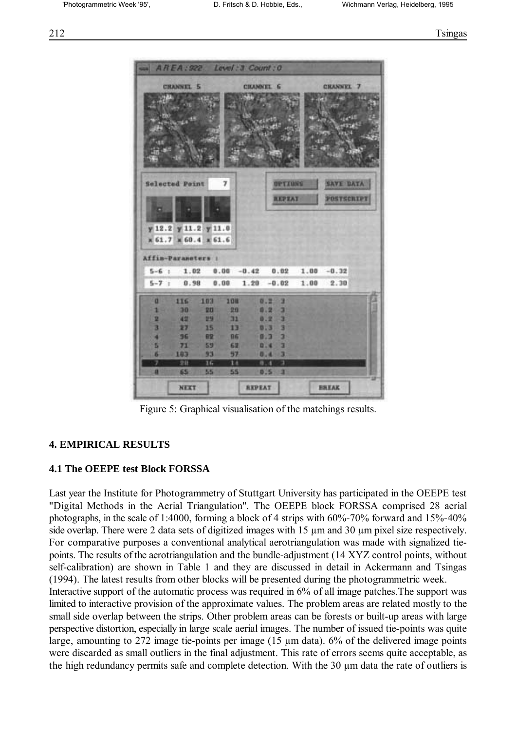Figure 5: Graphical visualisation of the matchings results.

### 4. EMPIRICAL RESULTS

#### 4.1 The OEEPE test Block FORSSA

Last year the Institute for Photogrammetry of Stuttgart University has participated in the OEEPE test "Digital Methods in the Aerial Triangulation". The OEEPE block FORSSA comprised 28 aerial photographs, in the scale of 1:4000, forming a block of 4 strips with 60%-70% forward and 15%-40% side overlap. There were 2 data sets of digitized images with 15 µm and 30 µm pixel size respectively. For comparative purposes a conventional analytical aerotriangulation was made with signalized tie-points. The results of the aerotriangulation and the bundle-adjustment (14 XYZ control points, without self-calibration) are shown in Table 1 and they are discussed in detail in Ackermann and Tsingas (1994). The latest results from other blocks will be presented during the photogrammetric week.

Interactive support of the automatic process was required in 6% of all image patches.The support was limited to interactive provision of the approximate values. The problem areas are related mostly to the small side overlap between the strips. Other problem areas can be forests or built-up areas with large perspective distortion, especially in large scale aerial images. The number of issued tie-points was quite large, amounting to 272 image tie-points per image (15 µm data). 6% of the delivered image points were discarded as small outliers in the final adjustment. This rate of errors seems quite acceptable, as the high redundancy permits safe and complete detection. With the 30 µm data the rate of outliers is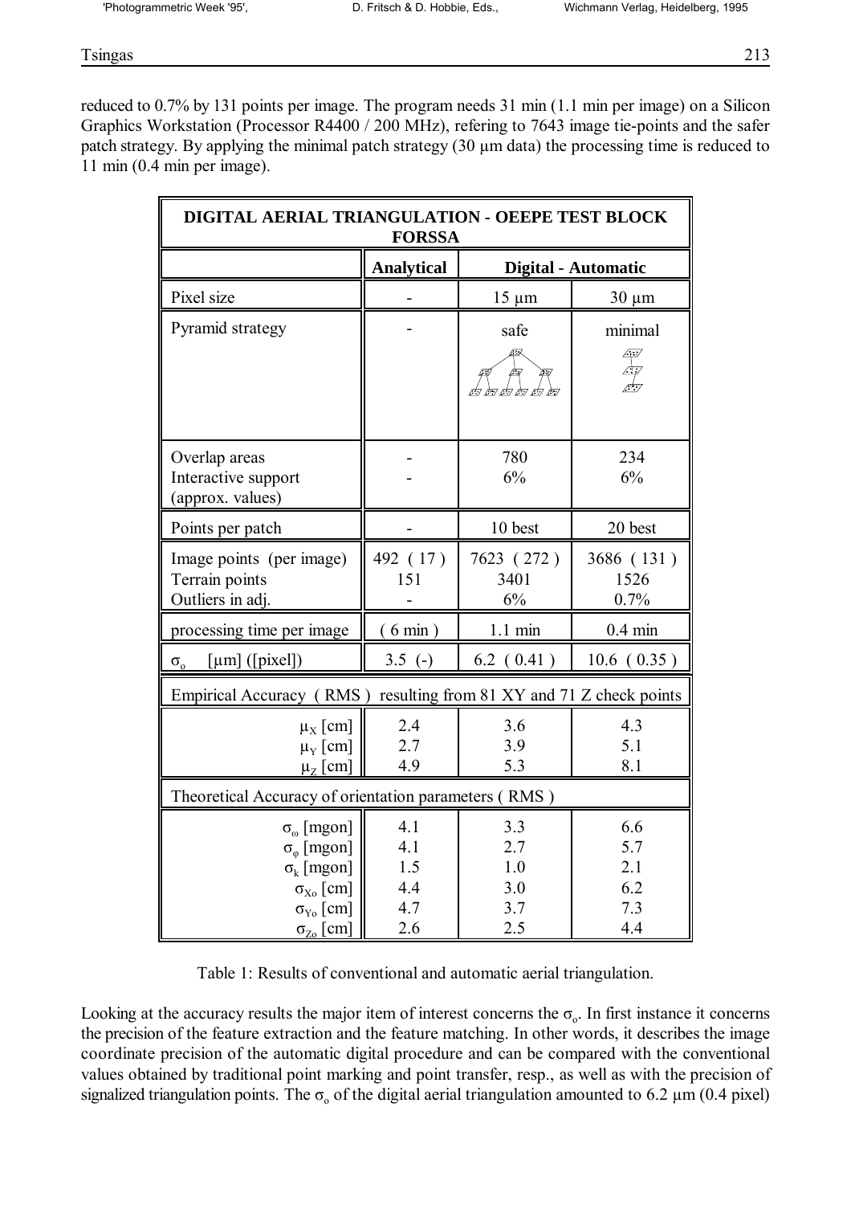reduced to 0.7% by 131 points per image. The program needs 31 min (1.1 min per image) on a Silicon Graphics Workstation (Processor R4400 / 200 MHz), refering to 7643 image tie-points and the safer patch strategy. By applying the minimal patch strategy (30 µm data) the processing time is reduced to 11 min (0.4 min per image).

| DIGITAL AERIAL TRIANGULATION - OEEPE TEST BLOCK FORSSA | | | |
|---|---|---|---|
| | **Analytical** | **Digital - Automatic** | |
| Pixel size | - | 15 µm | 30 µm |
| Pyramid strategy | - | safe | minimal |
| Overlap areas<br>Interactive support<br>(approx. values) | -<br>- | 780<br>6% | 234<br>6% |
| Points per patch | - | 10 best | 20 best |
| Image points (per image)<br>Terrain points<br>Outliers in adj. | 492 ( 17 )<br>151<br>- | 7623 ( 272 )<br>3401<br>6% | 3686 ( 131 )<br>1526<br>0.7% |
| processing time per image | ( 6 min ) | 1.1 min | 0.4 min |
| $\sigma_o$ [µm] ([pixel]) | 3.5 (-) | 6.2 ( 0.41 ) | 10.6 ( 0.35 ) |
| Empirical Accuracy ( RMS ) resulting from 81 XY and 71 Z check points | | | |
| $\mu_X$ [cm] | 2.4 | 3.6 | 4.3 |
| $\mu_Y$ [cm] | 2.7 | 3.9 | 5.1 |
| $\mu_Z$ [cm] | 4.9 | 5.3 | 8.1 |
| Theoretical Accuracy of orientation parameters ( RMS ) | | | |
| $\sigma_\omega$ [mgon] | 4.1 | 3.3 | 6.6 |
| $\sigma_\varphi$ [mgon] | 4.1 | 2.7 | 5.7 |
| $\sigma_k$ [mgon] | 1.5 | 1.0 | 2.1 |
| $\sigma_{Xo}$ [cm] | 4.4 | 3.0 | 6.2 |
| $\sigma_{Yo}$ [cm] | 4.7 | 3.7 | 7.3 |
| $\sigma_{Zo}$ [cm] | 2.6 | 2.5 | 4.4 |

Table 1: Results of conventional and automatic aerial triangulation.

Looking at the accuracy results the major item of interest concerns the $\sigma_o$. In first instance it concerns the precision of the feature extraction and the feature matching. In other words, it describes the image coordinate precision of the automatic digital procedure and can be compared with the conventional values obtained by traditional point marking and point transfer, resp., as well as with the precision of signalized triangulation points. The $\sigma_o$ of the digital aerial triangulation amounted to 6.2 µm (0.4 pixel)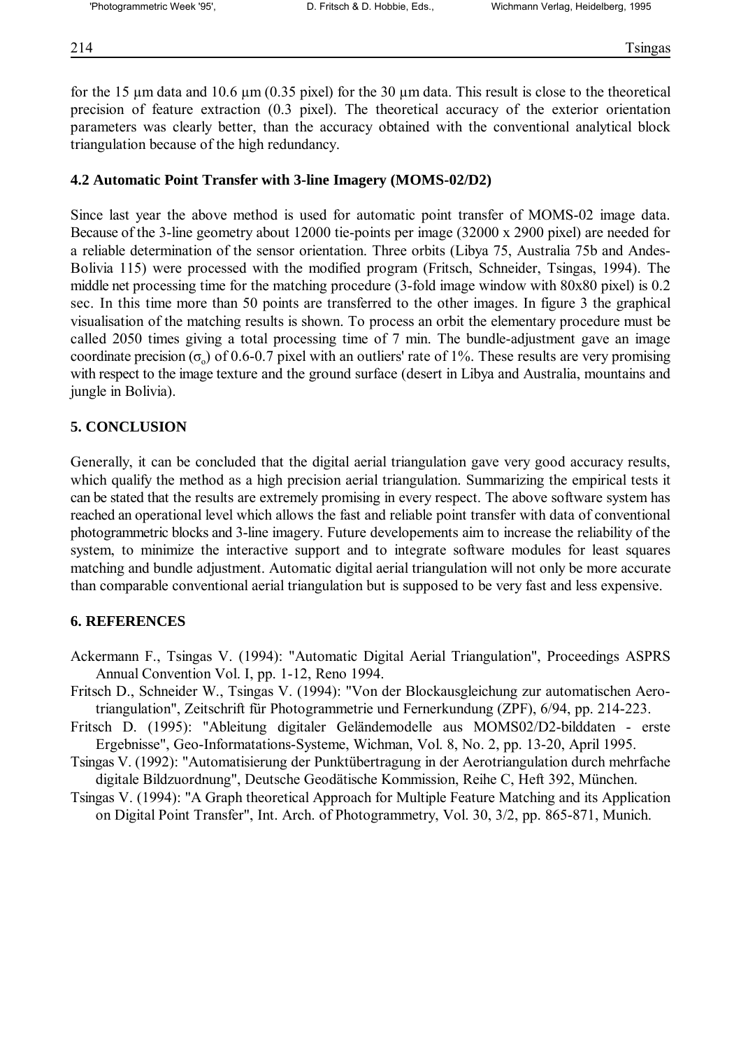for the 15 µm data and 10.6 µm (0.35 pixel) for the 30 µm data. This result is close to the theoretical precision of feature extraction (0.3 pixel). The theoretical accuracy of the exterior orientation parameters was clearly better, than the accuracy obtained with the conventional analytical block triangulation because of the high redundancy.

### 4.2 Automatic Point Transfer with 3-line Imagery (MOMS-02/D2)

Since last year the above method is used for automatic point transfer of MOMS-02 image data. Because of the 3-line geometry about 12000 tie-points per image (32000 x 2900 pixel) are needed for a reliable determination of the sensor orientation. Three orbits (Libya 75, Australia 75b and Andes-Bolivia 115) were processed with the modified program (Fritsch, Schneider, Tsingas, 1994). The middle net processing time for the matching procedure (3-fold image window with 80x80 pixel) is 0.2 sec. In this time more than 50 points are transferred to the other images. In figure 3 the graphical visualisation of the matching results is shown. To process an orbit the elementary procedure must be called 2050 times giving a total processing time of 7 min. The bundle-adjustment gave an image coordinate precision ($\sigma_o$) of 0.6-0.7 pixel with an outliers' rate of 1%. These results are very promising with respect to the image texture and the ground surface (desert in Libya and Australia, mountains and jungle in Bolivia).

## 5. CONCLUSION

Generally, it can be concluded that the digital aerial triangulation gave very good accuracy results, which qualify the method as a high precision aerial triangulation. Summarizing the empirical tests it can be stated that the results are extremely promising in every respect. The above software system has reached an operational level which allows the fast and reliable point transfer with data of conventional photogrammetric blocks and 3-line imagery. Future developements aim to increase the reliability of the system, to minimize the interactive support and to integrate software modules for least squares matching and bundle adjustment. Automatic digital aerial triangulation will not only be more accurate than comparable conventional aerial triangulation but is supposed to be very fast and less expensive.

## 6. REFERENCES

Ackermann F., Tsingas V. (1994): "Automatic Digital Aerial Triangulation", Proceedings ASPRS Annual Convention Vol. I, pp. 1-12, Reno 1994.

Fritsch D., Schneider W., Tsingas V. (1994): "Von der Blockausgleichung zur automatischen Aerotriangulation", Zeitschrift für Photogrammetrie und Fernerkundung (ZPF), 6/94, pp. 214-223.

Fritsch D. (1995): "Ableitung digitaler Geländemodelle aus MOMS02/D2-bilddaten - erste Ergebnisse", Geo-Informatations-Systeme, Wichman, Vol. 8, No. 2, pp. 13-20, April 1995.

Tsingas V. (1992): "Automatisierung der Punktübertragung in der Aerotriangulation durch mehrfache digitale Bildzuordnung", Deutsche Geodätische Kommission, Reihe C, Heft 392, München.

Tsingas V. (1994): "A Graph theoretical Approach for Multiple Feature Matching and its Application on Digital Point Transfer", Int. Arch. of Photogrammetry, Vol. 30, 3/2, pp. 865-871, Munich.